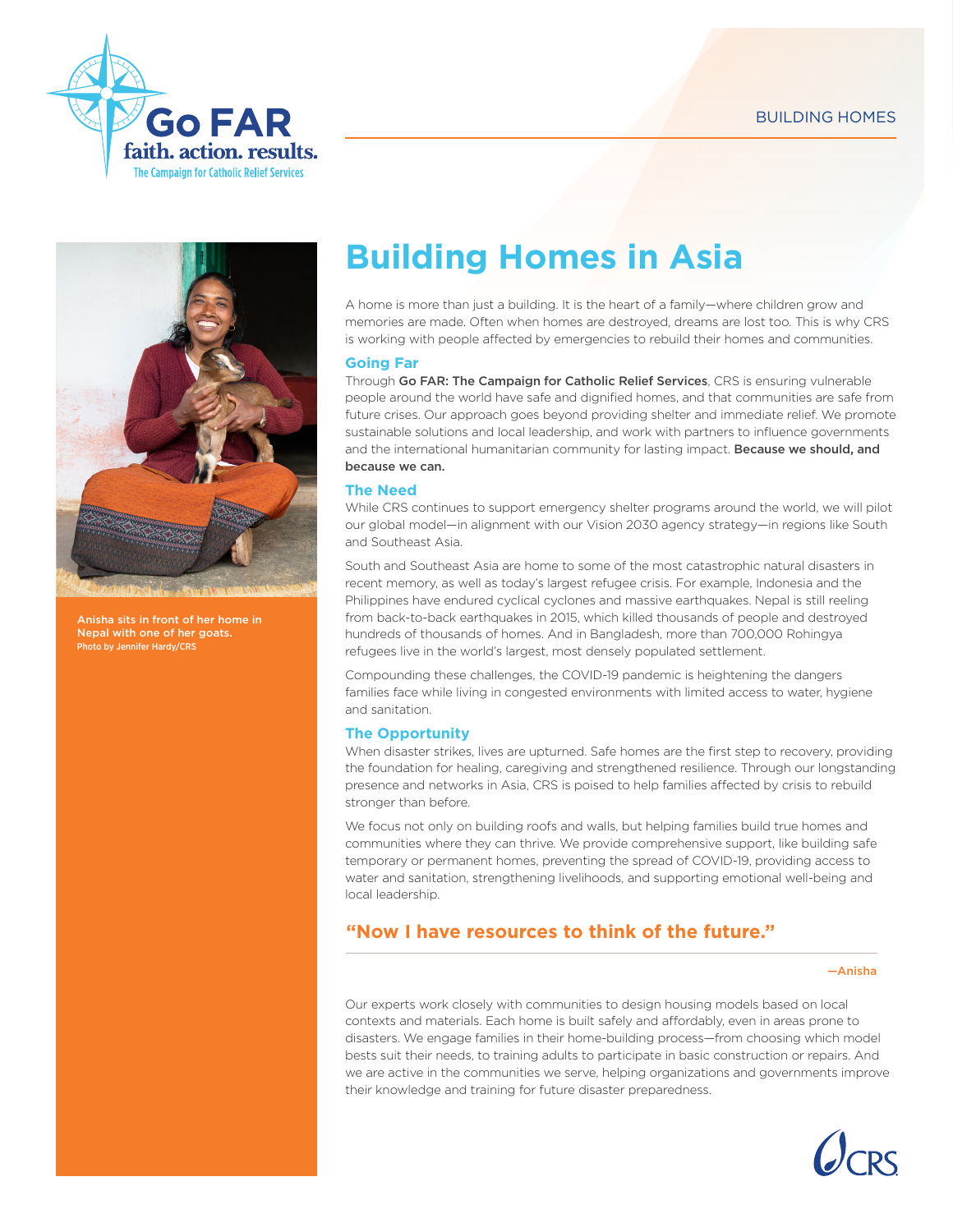# Building Homes in Asia

A home is more than just a building. It is the heart of a family—where children grow and memories are made. Often when homes are destroyed, dreams are lost too. This is why CRS is working with people affected by emergencies to rebuild their homes and communities.

## Going Far

Through **Go FAR: The Campaign for Catholic Relief Services**, CRS is ensuring vulnerable people around the world have safe and dignified homes, and that communities are safe from future crises. Our approach goes beyond providing shelter and immediate relief. We promote sustainable solutions and local leadership, and work with partners to influence governments and the international humanitarian community for lasting impact. **Because we should, and because we can.**

## The Need

While CRS continues to support emergency shelter programs around the world, we will pilot our global model—in alignment with our Vision 2030 agency strategy—in regions like South and Southeast Asia.

South and Southeast Asia are home to some of the most catastrophic natural disasters in recent memory, as well as today's largest refugee crisis. For example, Indonesia and the Philippines have endured cyclical cyclones and massive earthquakes. Nepal is still reeling from back-to-back earthquakes in 2015, which killed thousands of people and destroyed hundreds of thousands of homes. And in Bangladesh, more than 700,000 Rohingya refugees live in the world's largest, most densely populated settlement.

Compounding these challenges, the COVID-19 pandemic is heightening the dangers families face while living in congested environments with limited access to water, hygiene and sanitation.

## The Opportunity

When disaster strikes, lives are upturned. Safe homes are the first step to recovery, providing the foundation for healing, caregiving and strengthened resilience. Through our longstanding presence and networks in Asia, CRS is poised to help families affected by crisis to rebuild stronger than before.

We focus not only on building roofs and walls, but helping families build true homes and communities where they can thrive. We provide comprehensive support, like building safe temporary or permanent homes, preventing the spread of COVID-19, providing access to water and sanitation, strengthening livelihoods, and supporting emotional well-being and local leadership.

> **"Now I have resources to think of the future."**
>
> —Anisha

Our experts work closely with communities to design housing models based on local contexts and materials. Each home is built safely and affordably, even in areas prone to disasters. We engage families in their home-building process—from choosing which model bests suit their needs, to training adults to participate in basic construction or repairs. And we are active in the communities we serve, helping organizations and governments improve their knowledge and training for future disaster preparedness.

Anisha sits in front of her home in Nepal with one of her goats.
Photo by Jennifer Hardy/CRS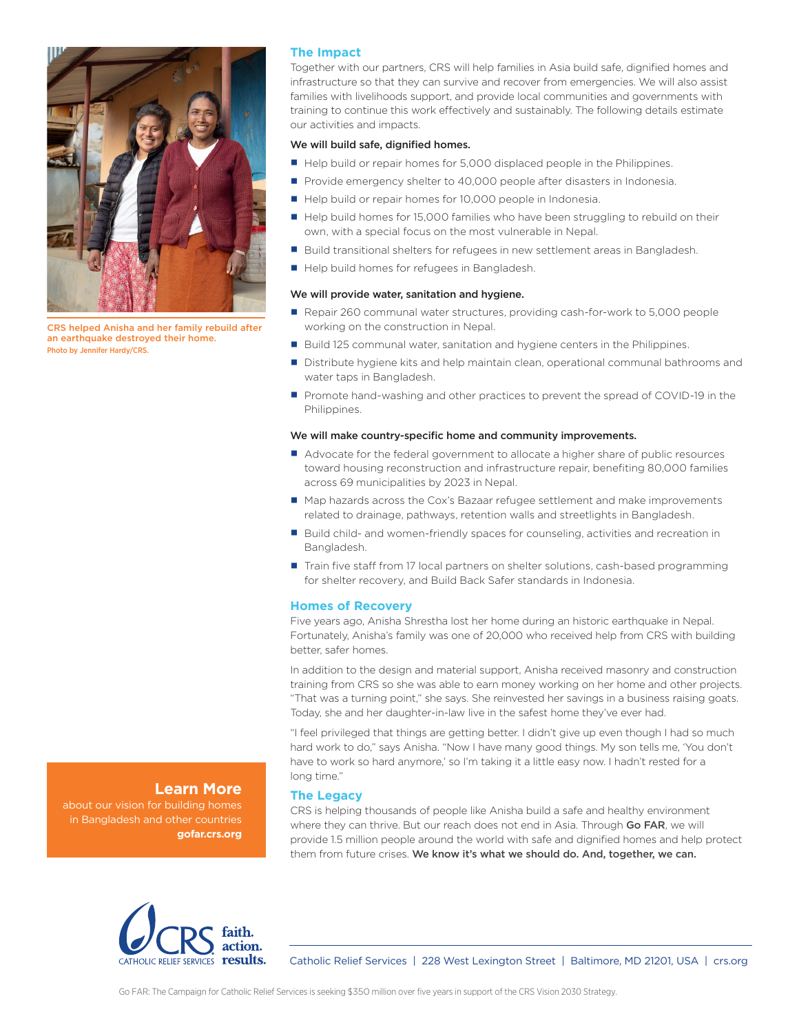CRS helped Anisha and her family rebuild after an earthquake destroyed their home.
Photo by Jennifer Hardy/CRS.

## The Impact

Together with our partners, CRS will help families in Asia build safe, dignified homes and infrastructure so that they can survive and recover from emergencies. We will also assist families with livelihoods support, and provide local communities and governments with training to continue this work effectively and sustainably. The following details estimate our activities and impacts.

**We will build safe, dignified homes.**

- Help build or repair homes for 5,000 displaced people in the Philippines.
- Provide emergency shelter to 40,000 people after disasters in Indonesia.
- Help build or repair homes for 10,000 people in Indonesia.
- Help build homes for 15,000 families who have been struggling to rebuild on their own, with a special focus on the most vulnerable in Nepal.
- Build transitional shelters for refugees in new settlement areas in Bangladesh.
- Help build homes for refugees in Bangladesh.

**We will provide water, sanitation and hygiene.**

- Repair 260 communal water structures, providing cash-for-work to 5,000 people working on the construction in Nepal.
- Build 125 communal water, sanitation and hygiene centers in the Philippines.
- Distribute hygiene kits and help maintain clean, operational communal bathrooms and water taps in Bangladesh.
- Promote hand-washing and other practices to prevent the spread of COVID-19 in the Philippines.

**We will make country-specific home and community improvements.**

- Advocate for the federal government to allocate a higher share of public resources toward housing reconstruction and infrastructure repair, benefiting 80,000 families across 69 municipalities by 2023 in Nepal.
- Map hazards across the Cox's Bazaar refugee settlement and make improvements related to drainage, pathways, retention walls and streetlights in Bangladesh.
- Build child- and women-friendly spaces for counseling, activities and recreation in Bangladesh.
- Train five staff from 17 local partners on shelter solutions, cash-based programming for shelter recovery, and Build Back Safer standards in Indonesia.

## Homes of Recovery

Five years ago, Anisha Shrestha lost her home during an historic earthquake in Nepal. Fortunately, Anisha's family was one of 20,000 who received help from CRS with building better, safer homes.

In addition to the design and material support, Anisha received masonry and construction training from CRS so she was able to earn money working on her home and other projects. "That was a turning point," she says. She reinvested her savings in a business raising goats. Today, she and her daughter-in-law live in the safest home they've ever had.

"I feel privileged that things are getting better. I didn't give up even though I had so much hard work to do," says Anisha. "Now I have many good things. My son tells me, 'You don't have to work so hard anymore,' so I'm taking it a little easy now. I hadn't rested for a long time."

## The Legacy

CRS is helping thousands of people like Anisha build a safe and healthy environment where they can thrive. But our reach does not end in Asia. Through **Go FAR**, we will provide 1.5 million people around the world with safe and dignified homes and help protect them from future crises. **We know it's what we should do. And, together, we can.**

**Learn More**
about our vision for building homes in Bangladesh and other countries
**gofar.crs.org**

CRS Catholic Relief Services — faith. action. results.

Catholic Relief Services | 228 West Lexington Street | Baltimore, MD 21201, USA | crs.org

Go FAR: The Campaign for Catholic Relief Services is seeking $350 million over five years in support of the CRS Vision 2030 Strategy.